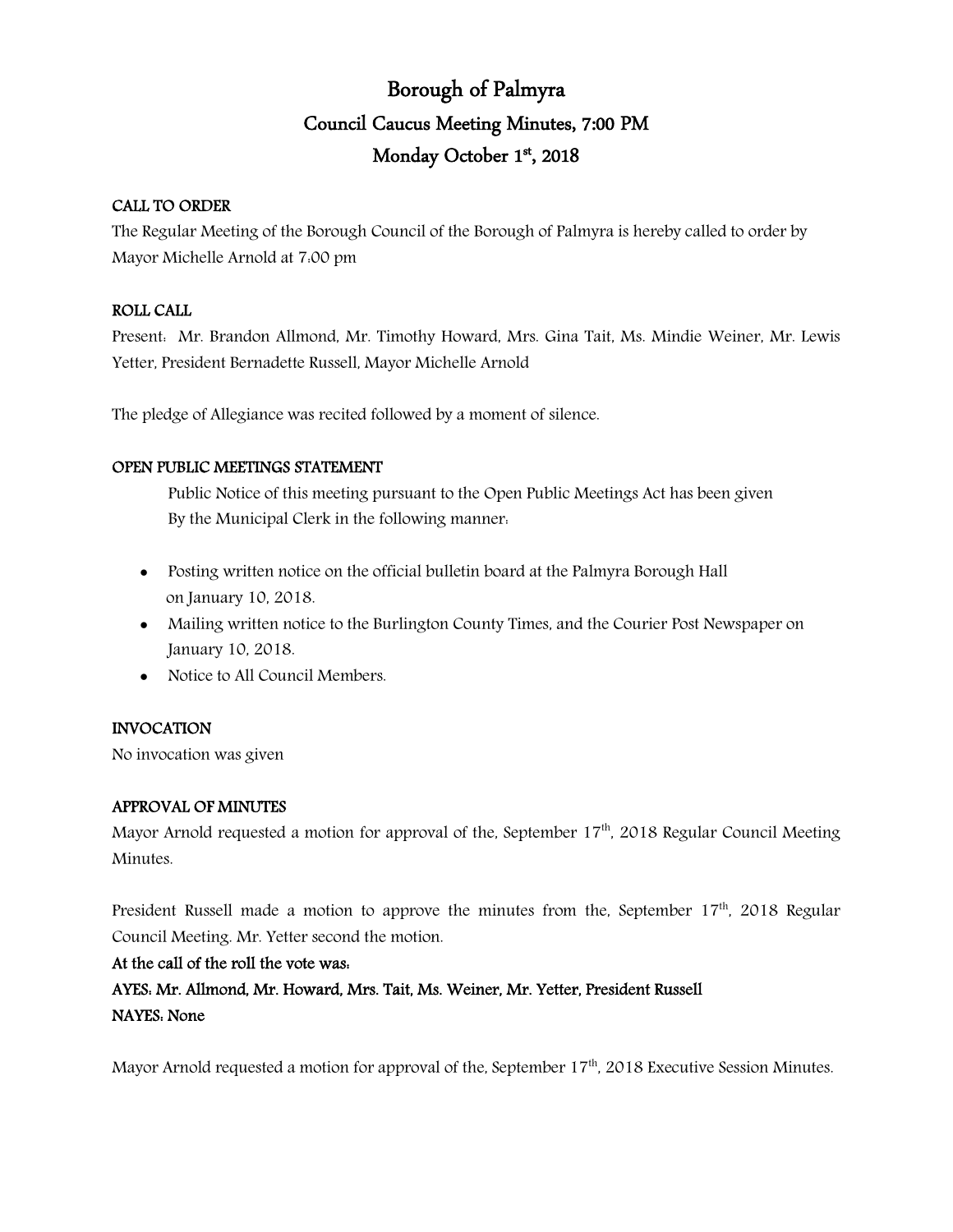# Borough of Palmyra

## Council Caucus Meeting Minutes, 7:00 PM

## Monday October 1st, 2018

**CALL TO ORDER**

The Regular Meeting of the Borough Council of the Borough of Palmyra is hereby called to order by Mayor Michelle Arnold at 7:00 pm

**ROLL CALL**

Present: Mr. Brandon Allmond, Mr. Timothy Howard, Mrs. Gina Tait, Ms. Mindie Weiner, Mr. Lewis Yetter, President Bernadette Russell, Mayor Michelle Arnold

The pledge of Allegiance was recited followed by a moment of silence.

**OPEN PUBLIC MEETINGS STATEMENT**

Public Notice of this meeting pursuant to the Open Public Meetings Act has been given By the Municipal Clerk in the following manner:

- Posting written notice on the official bulletin board at the Palmyra Borough Hall on January 10, 2018.
- Mailing written notice to the Burlington County Times, and the Courier Post Newspaper on January 10, 2018.
- Notice to All Council Members.

**INVOCATION**

No invocation was given

**APPROVAL OF MINUTES**

Mayor Arnold requested a motion for approval of the, September 17th, 2018 Regular Council Meeting Minutes.

President Russell made a motion to approve the minutes from the, September 17th, 2018 Regular Council Meeting. Mr. Yetter second the motion.

**At the call of the roll the vote was:**

**AYES: Mr. Allmond, Mr. Howard, Mrs. Tait, Ms. Weiner, Mr. Yetter, President Russell**

**NAYES: None**

Mayor Arnold requested a motion for approval of the, September 17th, 2018 Executive Session Minutes.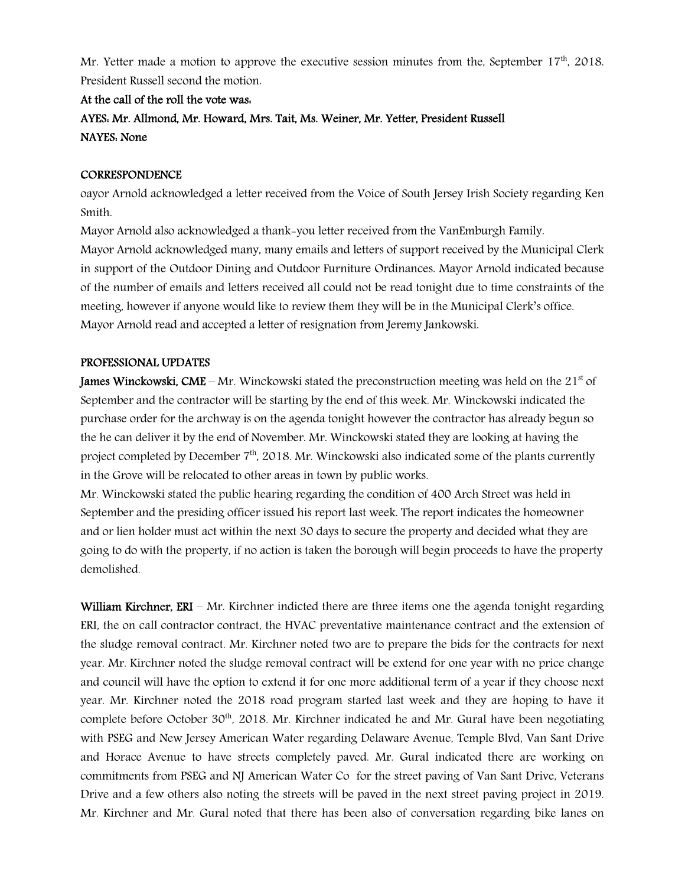Mr. Yetter made a motion to approve the executive session minutes from the, September 17th, 2018. President Russell second the motion.

**At the call of the roll the vote was:**

**AYES: Mr. Allmond, Mr. Howard, Mrs. Tait, Ms. Weiner, Mr. Yetter, President Russell**

**NAYES: None**

**CORRESPONDENCE**

oayor Arnold acknowledged a letter received from the Voice of South Jersey Irish Society regarding Ken Smith.

Mayor Arnold also acknowledged a thank-you letter received from the VanEmburgh Family.

Mayor Arnold acknowledged many, many emails and letters of support received by the Municipal Clerk in support of the Outdoor Dining and Outdoor Furniture Ordinances. Mayor Arnold indicated because of the number of emails and letters received all could not be read tonight due to time constraints of the meeting, however if anyone would like to review them they will be in the Municipal Clerk's office.

Mayor Arnold read and accepted a letter of resignation from Jeremy Jankowski.

**PROFESSIONAL UPDATES**

**James Winckowski, CME** – Mr. Winckowski stated the preconstruction meeting was held on the 21st of September and the contractor will be starting by the end of this week. Mr. Winckowski indicated the purchase order for the archway is on the agenda tonight however the contractor has already begun so the he can deliver it by the end of November. Mr. Winckowski stated they are looking at having the project completed by December 7th, 2018. Mr. Winckowski also indicated some of the plants currently in the Grove will be relocated to other areas in town by public works.

Mr. Winckowski stated the public hearing regarding the condition of 400 Arch Street was held in September and the presiding officer issued his report last week. The report indicates the homeowner and or lien holder must act within the next 30 days to secure the property and decided what they are going to do with the property, if no action is taken the borough will begin proceeds to have the property demolished.

**William Kirchner, ERI** – Mr. Kirchner indicted there are three items one the agenda tonight regarding ERI, the on call contractor contract, the HVAC preventative maintenance contract and the extension of the sludge removal contract. Mr. Kirchner noted two are to prepare the bids for the contracts for next year. Mr. Kirchner noted the sludge removal contract will be extend for one year with no price change and council will have the option to extend it for one more additional term of a year if they choose next year. Mr. Kirchner noted the 2018 road program started last week and they are hoping to have it complete before October 30th, 2018. Mr. Kirchner indicated he and Mr. Gural have been negotiating with PSEG and New Jersey American Water regarding Delaware Avenue, Temple Blvd, Van Sant Drive and Horace Avenue to have streets completely paved. Mr. Gural indicated there are working on commitments from PSEG and NJ American Water Co for the street paving of Van Sant Drive, Veterans Drive and a few others also noting the streets will be paved in the next street paving project in 2019. Mr. Kirchner and Mr. Gural noted that there has been also of conversation regarding bike lanes on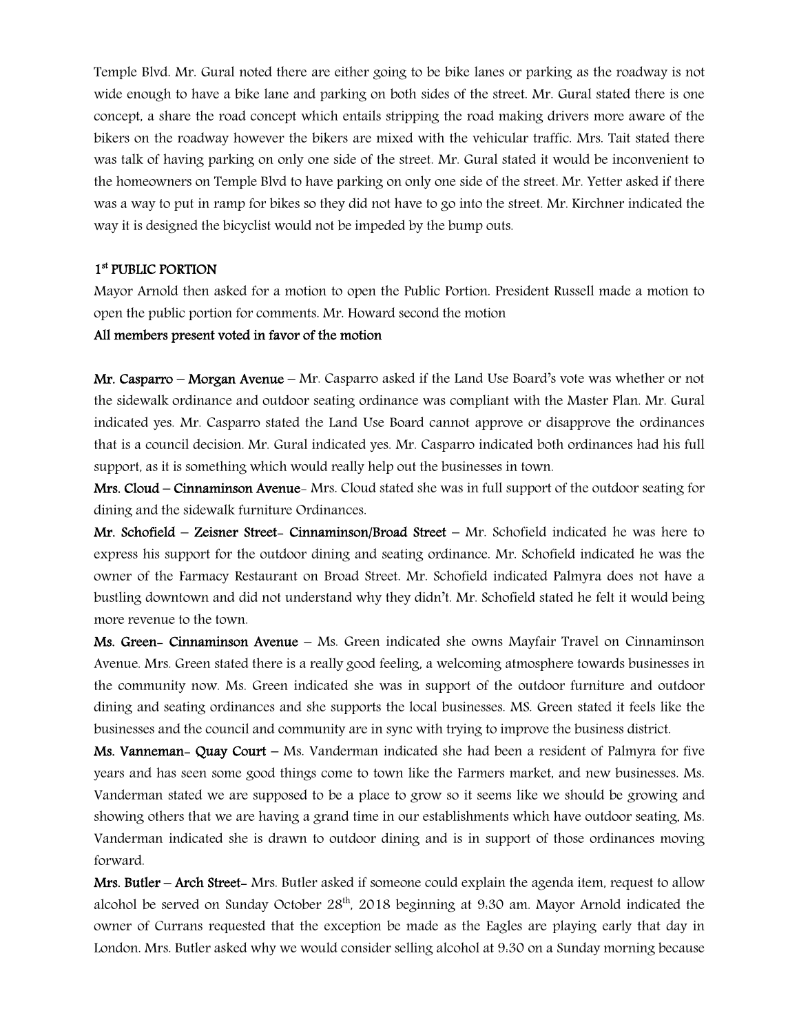Temple Blvd. Mr. Gural noted there are either going to be bike lanes or parking as the roadway is not wide enough to have a bike lane and parking on both sides of the street. Mr. Gural stated there is one concept, a share the road concept which entails stripping the road making drivers more aware of the bikers on the roadway however the bikers are mixed with the vehicular traffic. Mrs. Tait stated there was talk of having parking on only one side of the street. Mr. Gural stated it would be inconvenient to the homeowners on Temple Blvd to have parking on only one side of the street. Mr. Yetter asked if there was a way to put in ramp for bikes so they did not have to go into the street. Mr. Kirchner indicated the way it is designed the bicyclist would not be impeded by the bump outs.

**1st PUBLIC PORTION**

Mayor Arnold then asked for a motion to open the Public Portion. President Russell made a motion to open the public portion for comments. Mr. Howard second the motion

**All members present voted in favor of the motion**

**Mr. Casparro – Morgan Avenue** – Mr. Casparro asked if the Land Use Board's vote was whether or not the sidewalk ordinance and outdoor seating ordinance was compliant with the Master Plan. Mr. Gural indicated yes. Mr. Casparro stated the Land Use Board cannot approve or disapprove the ordinances that is a council decision. Mr. Gural indicated yes. Mr. Casparro indicated both ordinances had his full support, as it is something which would really help out the businesses in town.

**Mrs. Cloud – Cinnaminson Avenue**- Mrs. Cloud stated she was in full support of the outdoor seating for dining and the sidewalk furniture Ordinances.

**Mr. Schofield – Zeisner Street- Cinnaminson/Broad Street** – Mr. Schofield indicated he was here to express his support for the outdoor dining and seating ordinance. Mr. Schofield indicated he was the owner of the Farmacy Restaurant on Broad Street. Mr. Schofield indicated Palmyra does not have a bustling downtown and did not understand why they didn't. Mr. Schofield stated he felt it would being more revenue to the town.

**Ms. Green- Cinnaminson Avenue** – Ms. Green indicated she owns Mayfair Travel on Cinnaminson Avenue. Mrs. Green stated there is a really good feeling, a welcoming atmosphere towards businesses in the community now. Ms. Green indicated she was in support of the outdoor furniture and outdoor dining and seating ordinances and she supports the local businesses. MS. Green stated it feels like the businesses and the council and community are in sync with trying to improve the business district.

**Ms. Vanneman- Quay Court** – Ms. Vanderman indicated she had been a resident of Palmyra for five years and has seen some good things come to town like the Farmers market, and new businesses. Ms. Vanderman stated we are supposed to be a place to grow so it seems like we should be growing and showing others that we are having a grand time in our establishments which have outdoor seating. Ms. Vanderman indicated she is drawn to outdoor dining and is in support of those ordinances moving forward.

**Mrs. Butler – Arch Street**- Mrs. Butler asked if someone could explain the agenda item, request to allow alcohol be served on Sunday October 28th, 2018 beginning at 9:30 am. Mayor Arnold indicated the owner of Currans requested that the exception be made as the Eagles are playing early that day in London. Mrs. Butler asked why we would consider selling alcohol at 9:30 on a Sunday morning because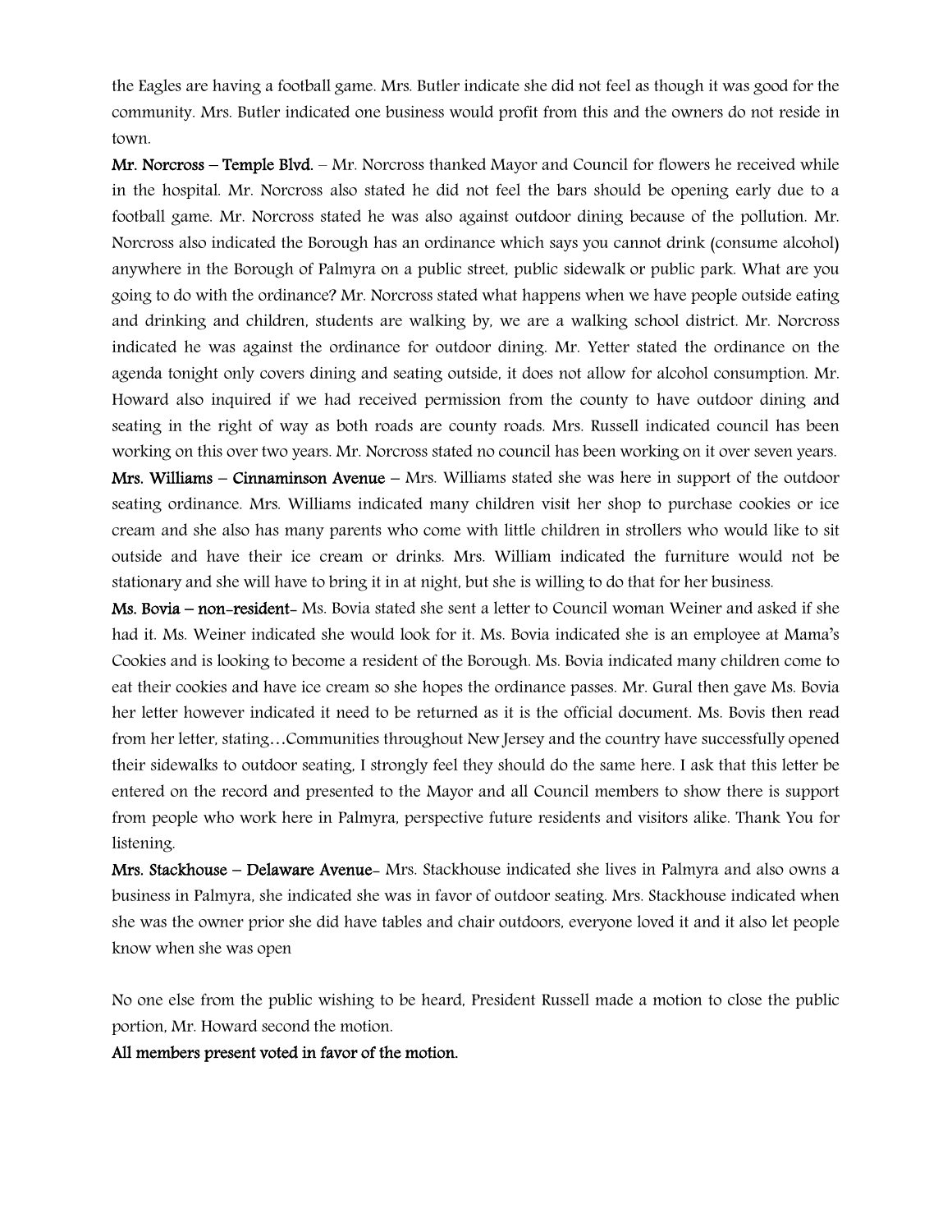the Eagles are having a football game. Mrs. Butler indicate she did not feel as though it was good for the community. Mrs. Butler indicated one business would profit from this and the owners do not reside in town.

**Mr. Norcross – Temple Blvd.** – Mr. Norcross thanked Mayor and Council for flowers he received while in the hospital. Mr. Norcross also stated he did not feel the bars should be opening early due to a football game. Mr. Norcross stated he was also against outdoor dining because of the pollution. Mr. Norcross also indicated the Borough has an ordinance which says you cannot drink (consume alcohol) anywhere in the Borough of Palmyra on a public street, public sidewalk or public park. What are you going to do with the ordinance? Mr. Norcross stated what happens when we have people outside eating and drinking and children, students are walking by, we are a walking school district. Mr. Norcross indicated he was against the ordinance for outdoor dining. Mr. Yetter stated the ordinance on the agenda tonight only covers dining and seating outside, it does not allow for alcohol consumption. Mr. Howard also inquired if we had received permission from the county to have outdoor dining and seating in the right of way as both roads are county roads. Mrs. Russell indicated council has been working on this over two years. Mr. Norcross stated no council has been working on it over seven years.

**Mrs. Williams – Cinnaminson Avenue** – Mrs. Williams stated she was here in support of the outdoor seating ordinance. Mrs. Williams indicated many children visit her shop to purchase cookies or ice cream and she also has many parents who come with little children in strollers who would like to sit outside and have their ice cream or drinks. Mrs. William indicated the furniture would not be stationary and she will have to bring it in at night, but she is willing to do that for her business.

**Ms. Bovia – non-resident**- Ms. Bovia stated she sent a letter to Council woman Weiner and asked if she had it. Ms. Weiner indicated she would look for it. Ms. Bovia indicated she is an employee at Mama's Cookies and is looking to become a resident of the Borough. Ms. Bovia indicated many children come to eat their cookies and have ice cream so she hopes the ordinance passes. Mr. Gural then gave Ms. Bovia her letter however indicated it need to be returned as it is the official document. Ms. Bovis then read from her letter, stating…Communities throughout New Jersey and the country have successfully opened their sidewalks to outdoor seating, I strongly feel they should do the same here. I ask that this letter be entered on the record and presented to the Mayor and all Council members to show there is support from people who work here in Palmyra, perspective future residents and visitors alike. Thank You for listening.

**Mrs. Stackhouse – Delaware Avenue**- Mrs. Stackhouse indicated she lives in Palmyra and also owns a business in Palmyra, she indicated she was in favor of outdoor seating. Mrs. Stackhouse indicated when she was the owner prior she did have tables and chair outdoors, everyone loved it and it also let people know when she was open

No one else from the public wishing to be heard, President Russell made a motion to close the public portion, Mr. Howard second the motion.

**All members present voted in favor of the motion.**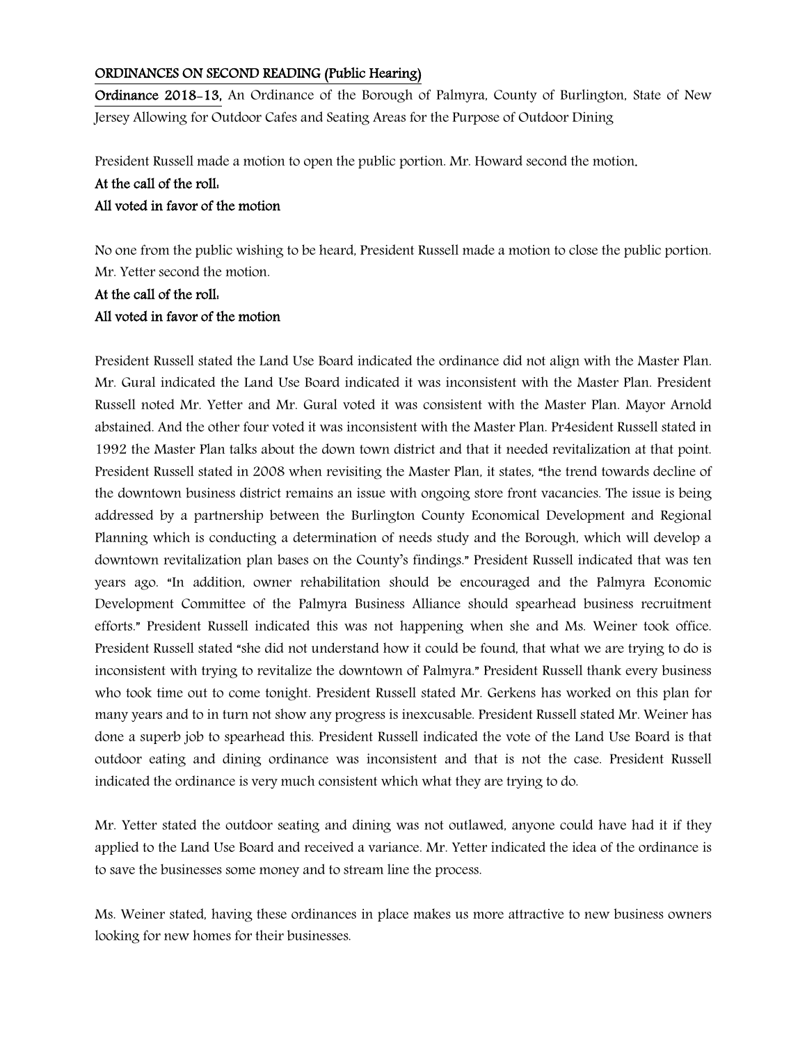**ORDINANCES ON SECOND READING (Public Hearing)**

**Ordinance 2018-13,** An Ordinance of the Borough of Palmyra, County of Burlington, State of New Jersey Allowing for Outdoor Cafes and Seating Areas for the Purpose of Outdoor Dining

President Russell made a motion to open the public portion. Mr. Howard second the motion.

**At the call of the roll:**
**All voted in favor of the motion**

No one from the public wishing to be heard, President Russell made a motion to close the public portion. Mr. Yetter second the motion.

**At the call of the roll:**
**All voted in favor of the motion**

President Russell stated the Land Use Board indicated the ordinance did not align with the Master Plan. Mr. Gural indicated the Land Use Board indicated it was inconsistent with the Master Plan. President Russell noted Mr. Yetter and Mr. Gural voted it was consistent with the Master Plan. Mayor Arnold abstained. And the other four voted it was inconsistent with the Master Plan. Pr4esident Russell stated in 1992 the Master Plan talks about the down town district and that it needed revitalization at that point. President Russell stated in 2008 when revisiting the Master Plan, it states, "the trend towards decline of the downtown business district remains an issue with ongoing store front vacancies. The issue is being addressed by a partnership between the Burlington County Economical Development and Regional Planning which is conducting a determination of needs study and the Borough, which will develop a downtown revitalization plan bases on the County's findings." President Russell indicated that was ten years ago. "In addition, owner rehabilitation should be encouraged and the Palmyra Economic Development Committee of the Palmyra Business Alliance should spearhead business recruitment efforts." President Russell indicated this was not happening when she and Ms. Weiner took office. President Russell stated "she did not understand how it could be found, that what we are trying to do is inconsistent with trying to revitalize the downtown of Palmyra." President Russell thank every business who took time out to come tonight. President Russell stated Mr. Gerkens has worked on this plan for many years and to in turn not show any progress is inexcusable. President Russell stated Mr. Weiner has done a superb job to spearhead this. President Russell indicated the vote of the Land Use Board is that outdoor eating and dining ordinance was inconsistent and that is not the case. President Russell indicated the ordinance is very much consistent which what they are trying to do.

Mr. Yetter stated the outdoor seating and dining was not outlawed, anyone could have had it if they applied to the Land Use Board and received a variance. Mr. Yetter indicated the idea of the ordinance is to save the businesses some money and to stream line the process.

Ms. Weiner stated, having these ordinances in place makes us more attractive to new business owners looking for new homes for their businesses.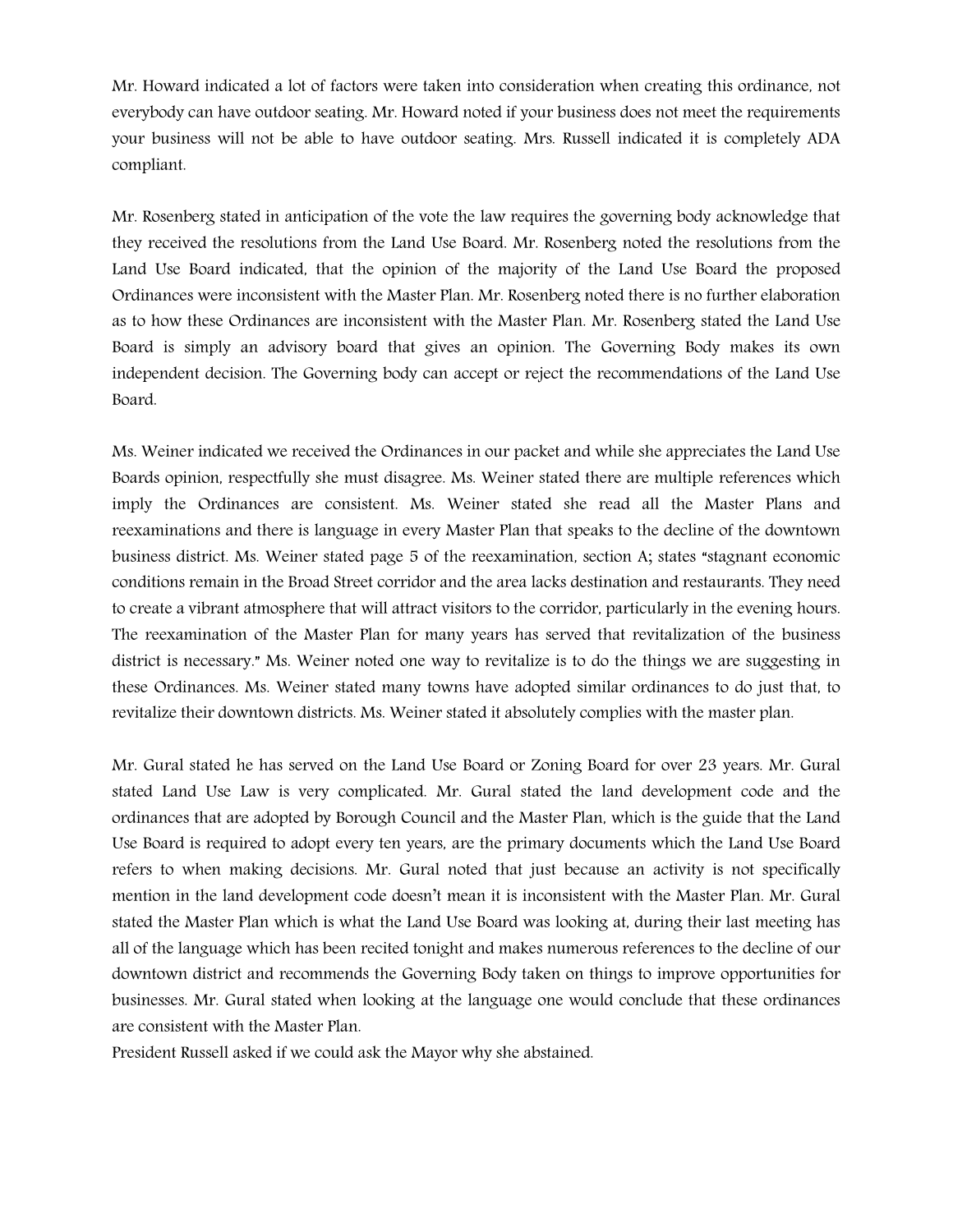Mr. Howard indicated a lot of factors were taken into consideration when creating this ordinance, not everybody can have outdoor seating. Mr. Howard noted if your business does not meet the requirements your business will not be able to have outdoor seating. Mrs. Russell indicated it is completely ADA compliant.

Mr. Rosenberg stated in anticipation of the vote the law requires the governing body acknowledge that they received the resolutions from the Land Use Board. Mr. Rosenberg noted the resolutions from the Land Use Board indicated, that the opinion of the majority of the Land Use Board the proposed Ordinances were inconsistent with the Master Plan. Mr. Rosenberg noted there is no further elaboration as to how these Ordinances are inconsistent with the Master Plan. Mr. Rosenberg stated the Land Use Board is simply an advisory board that gives an opinion. The Governing Body makes its own independent decision. The Governing body can accept or reject the recommendations of the Land Use Board.

Ms. Weiner indicated we received the Ordinances in our packet and while she appreciates the Land Use Boards opinion, respectfully she must disagree. Ms. Weiner stated there are multiple references which imply the Ordinances are consistent. Ms. Weiner stated she read all the Master Plans and reexaminations and there is language in every Master Plan that speaks to the decline of the downtown business district. Ms. Weiner stated page 5 of the reexamination, section A; states "stagnant economic conditions remain in the Broad Street corridor and the area lacks destination and restaurants. They need to create a vibrant atmosphere that will attract visitors to the corridor, particularly in the evening hours. The reexamination of the Master Plan for many years has served that revitalization of the business district is necessary." Ms. Weiner noted one way to revitalize is to do the things we are suggesting in these Ordinances. Ms. Weiner stated many towns have adopted similar ordinances to do just that, to revitalize their downtown districts. Ms. Weiner stated it absolutely complies with the master plan.

Mr. Gural stated he has served on the Land Use Board or Zoning Board for over 23 years. Mr. Gural stated Land Use Law is very complicated. Mr. Gural stated the land development code and the ordinances that are adopted by Borough Council and the Master Plan, which is the guide that the Land Use Board is required to adopt every ten years, are the primary documents which the Land Use Board refers to when making decisions. Mr. Gural noted that just because an activity is not specifically mention in the land development code doesn't mean it is inconsistent with the Master Plan. Mr. Gural stated the Master Plan which is what the Land Use Board was looking at, during their last meeting has all of the language which has been recited tonight and makes numerous references to the decline of our downtown district and recommends the Governing Body taken on things to improve opportunities for businesses. Mr. Gural stated when looking at the language one would conclude that these ordinances are consistent with the Master Plan.

President Russell asked if we could ask the Mayor why she abstained.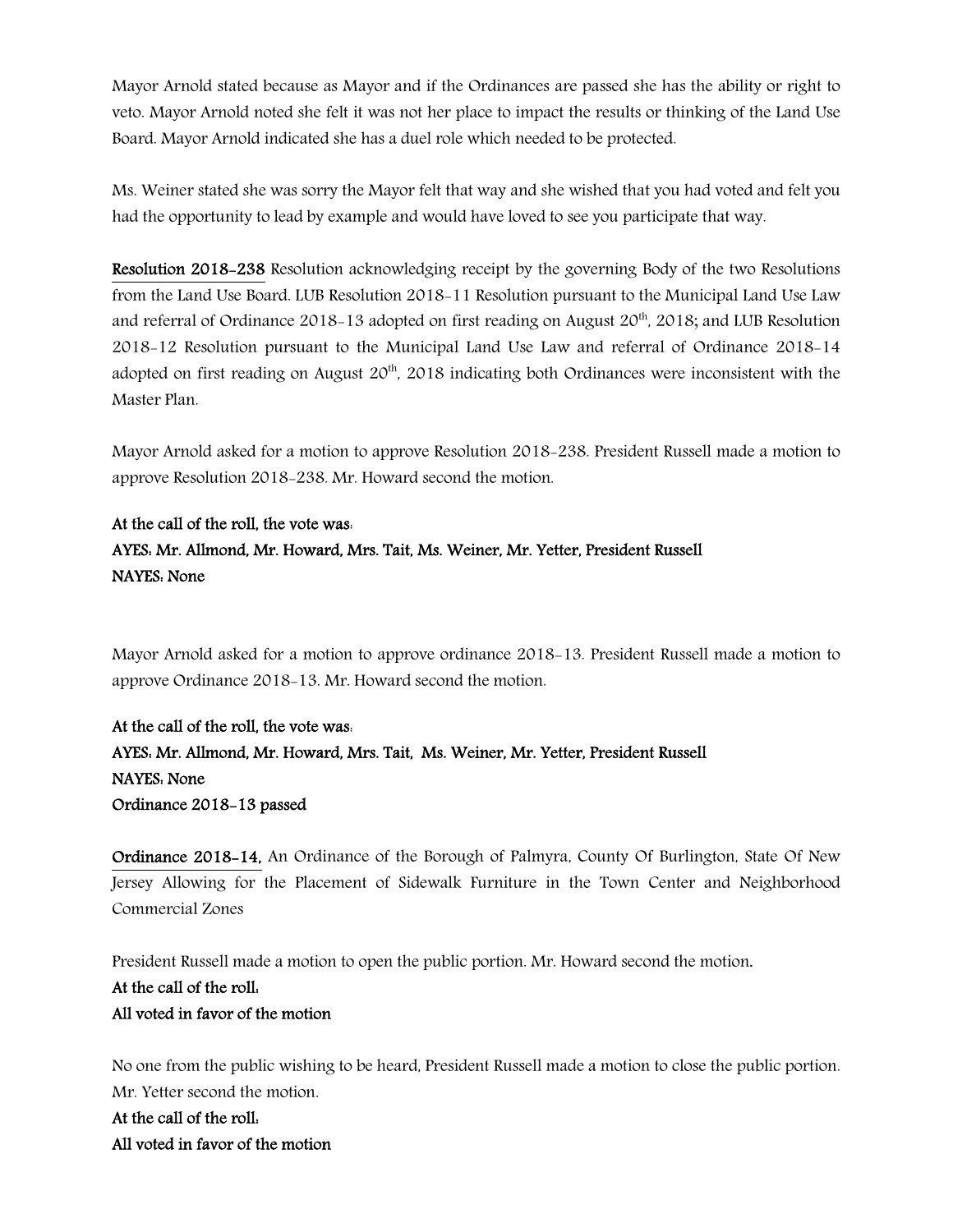Mayor Arnold stated because as Mayor and if the Ordinances are passed she has the ability or right to veto. Mayor Arnold noted she felt it was not her place to impact the results or thinking of the Land Use Board. Mayor Arnold indicated she has a duel role which needed to be protected.

Ms. Weiner stated she was sorry the Mayor felt that way and she wished that you had voted and felt you had the opportunity to lead by example and would have loved to see you participate that way.

**Resolution 2018-238** Resolution acknowledging receipt by the governing Body of the two Resolutions from the Land Use Board. LUB Resolution 2018-11 Resolution pursuant to the Municipal Land Use Law and referral of Ordinance 2018-13 adopted on first reading on August 20th, 2018; and LUB Resolution 2018-12 Resolution pursuant to the Municipal Land Use Law and referral of Ordinance 2018-14 adopted on first reading on August 20th, 2018 indicating both Ordinances were inconsistent with the Master Plan.

Mayor Arnold asked for a motion to approve Resolution 2018-238. President Russell made a motion to approve Resolution 2018-238. Mr. Howard second the motion.

**At the call of the roll, the vote was:**
**AYES: Mr. Allmond, Mr. Howard, Mrs. Tait, Ms. Weiner, Mr. Yetter, President Russell**
**NAYES: None**

Mayor Arnold asked for a motion to approve ordinance 2018-13. President Russell made a motion to approve Ordinance 2018-13. Mr. Howard second the motion.

**At the call of the roll, the vote was:**
**AYES: Mr. Allmond, Mr. Howard, Mrs. Tait, Ms. Weiner, Mr. Yetter, President Russell**
**NAYES: None**
**Ordinance 2018-13 passed**

**Ordinance 2018-14,** An Ordinance of the Borough of Palmyra, County Of Burlington, State Of New Jersey Allowing for the Placement of Sidewalk Furniture in the Town Center and Neighborhood Commercial Zones

President Russell made a motion to open the public portion. Mr. Howard second the motion.
**At the call of the roll:**
**All voted in favor of the motion**

No one from the public wishing to be heard, President Russell made a motion to close the public portion. Mr. Yetter second the motion.
**At the call of the roll:**
**All voted in favor of the motion**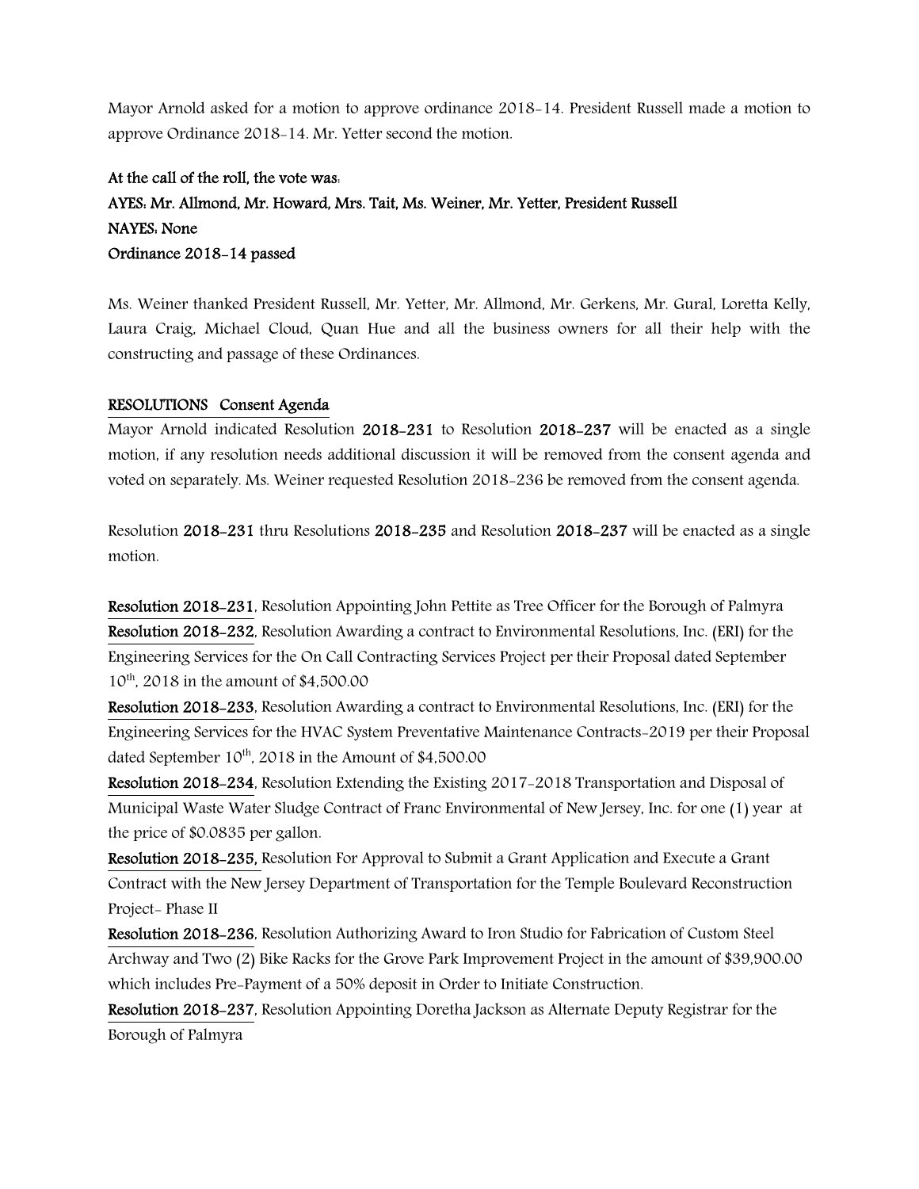Mayor Arnold asked for a motion to approve ordinance 2018-14. President Russell made a motion to approve Ordinance 2018-14. Mr. Yetter second the motion.

**At the call of the roll, the vote was:**
**AYES: Mr. Allmond, Mr. Howard, Mrs. Tait, Ms. Weiner, Mr. Yetter, President Russell**
**NAYES: None**
**Ordinance 2018-14 passed**

Ms. Weiner thanked President Russell, Mr. Yetter, Mr. Allmond, Mr. Gerkens, Mr. Gural, Loretta Kelly, Laura Craig, Michael Cloud, Quan Hue and all the business owners for all their help with the constructing and passage of these Ordinances.

**RESOLUTIONS Consent Agenda**

Mayor Arnold indicated Resolution **2018-231** to Resolution **2018-237** will be enacted as a single motion, if any resolution needs additional discussion it will be removed from the consent agenda and voted on separately. Ms. Weiner requested Resolution 2018-236 be removed from the consent agenda.

Resolution **2018-231** thru Resolutions **2018-235** and Resolution **2018-237** will be enacted as a single motion.

**Resolution 2018-231**, Resolution Appointing John Pettite as Tree Officer for the Borough of Palmyra
**Resolution 2018-232**, Resolution Awarding a contract to Environmental Resolutions, Inc. (ERI) for the Engineering Services for the On Call Contracting Services Project per their Proposal dated September 10th, 2018 in the amount of $4,500.00
**Resolution 2018-233**, Resolution Awarding a contract to Environmental Resolutions, Inc. (ERI) for the Engineering Services for the HVAC System Preventative Maintenance Contracts-2019 per their Proposal dated September 10th, 2018 in the Amount of $4,500.00
**Resolution 2018-234**, Resolution Extending the Existing 2017-2018 Transportation and Disposal of Municipal Waste Water Sludge Contract of Franc Environmental of New Jersey, Inc. for one (1) year at the price of $0.0835 per gallon.
**Resolution 2018-235,** Resolution For Approval to Submit a Grant Application and Execute a Grant Contract with the New Jersey Department of Transportation for the Temple Boulevard Reconstruction Project- Phase II
**Resolution 2018-236**, Resolution Authorizing Award to Iron Studio for Fabrication of Custom Steel Archway and Two (2) Bike Racks for the Grove Park Improvement Project in the amount of $39,900.00 which includes Pre-Payment of a 50% deposit in Order to Initiate Construction.
**Resolution 2018-237**, Resolution Appointing Doretha Jackson as Alternate Deputy Registrar for the Borough of Palmyra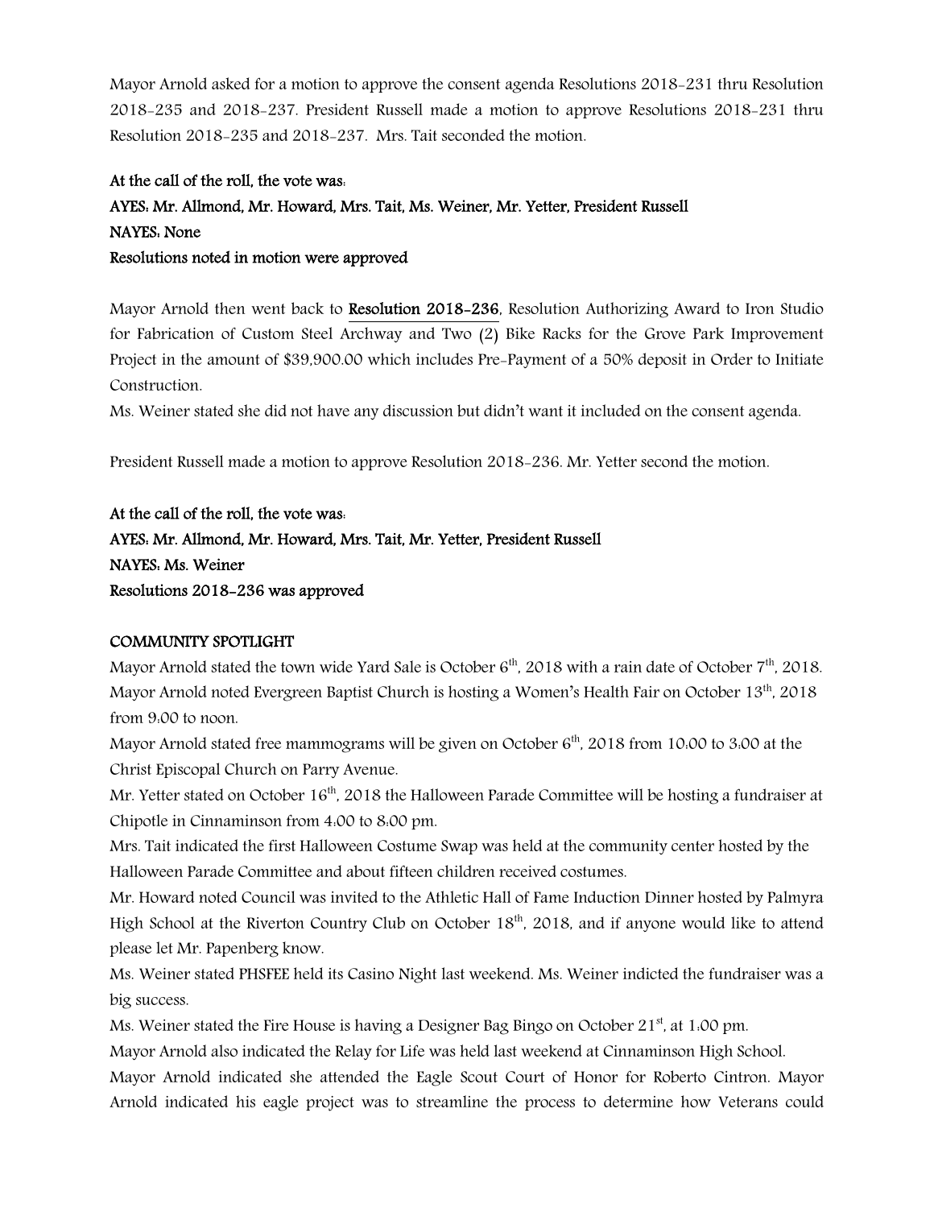Mayor Arnold asked for a motion to approve the consent agenda Resolutions 2018-231 thru Resolution 2018-235 and 2018-237. President Russell made a motion to approve Resolutions 2018-231 thru Resolution 2018-235 and 2018-237. Mrs. Tait seconded the motion.

**At the call of the roll, the vote was:**
**AYES: Mr. Allmond, Mr. Howard, Mrs. Tait, Ms. Weiner, Mr. Yetter, President Russell**
**NAYES: None**
**Resolutions noted in motion were approved**

Mayor Arnold then went back to **Resolution 2018-236**, Resolution Authorizing Award to Iron Studio for Fabrication of Custom Steel Archway and Two (2) Bike Racks for the Grove Park Improvement Project in the amount of $39,900.00 which includes Pre-Payment of a 50% deposit in Order to Initiate Construction.

Ms. Weiner stated she did not have any discussion but didn't want it included on the consent agenda.

President Russell made a motion to approve Resolution 2018-236. Mr. Yetter second the motion.

**At the call of the roll, the vote was:**
**AYES: Mr. Allmond, Mr. Howard, Mrs. Tait, Mr. Yetter, President Russell**
**NAYES: Ms. Weiner**
**Resolutions 2018-236 was approved**

**COMMUNITY SPOTLIGHT**

Mayor Arnold stated the town wide Yard Sale is October 6th, 2018 with a rain date of October 7th, 2018.

Mayor Arnold noted Evergreen Baptist Church is hosting a Women's Health Fair on October 13th, 2018 from 9:00 to noon.

Mayor Arnold stated free mammograms will be given on October 6th, 2018 from 10:00 to 3:00 at the Christ Episcopal Church on Parry Avenue.

Mr. Yetter stated on October 16th, 2018 the Halloween Parade Committee will be hosting a fundraiser at Chipotle in Cinnaminson from 4:00 to 8:00 pm.

Mrs. Tait indicated the first Halloween Costume Swap was held at the community center hosted by the Halloween Parade Committee and about fifteen children received costumes.

Mr. Howard noted Council was invited to the Athletic Hall of Fame Induction Dinner hosted by Palmyra High School at the Riverton Country Club on October 18th, 2018, and if anyone would like to attend please let Mr. Papenberg know.

Ms. Weiner stated PHSFEE held its Casino Night last weekend. Ms. Weiner indicted the fundraiser was a big success.

Ms. Weiner stated the Fire House is having a Designer Bag Bingo on October 21st, at 1:00 pm.

Mayor Arnold also indicated the Relay for Life was held last weekend at Cinnaminson High School.

Mayor Arnold indicated she attended the Eagle Scout Court of Honor for Roberto Cintron. Mayor Arnold indicated his eagle project was to streamline the process to determine how Veterans could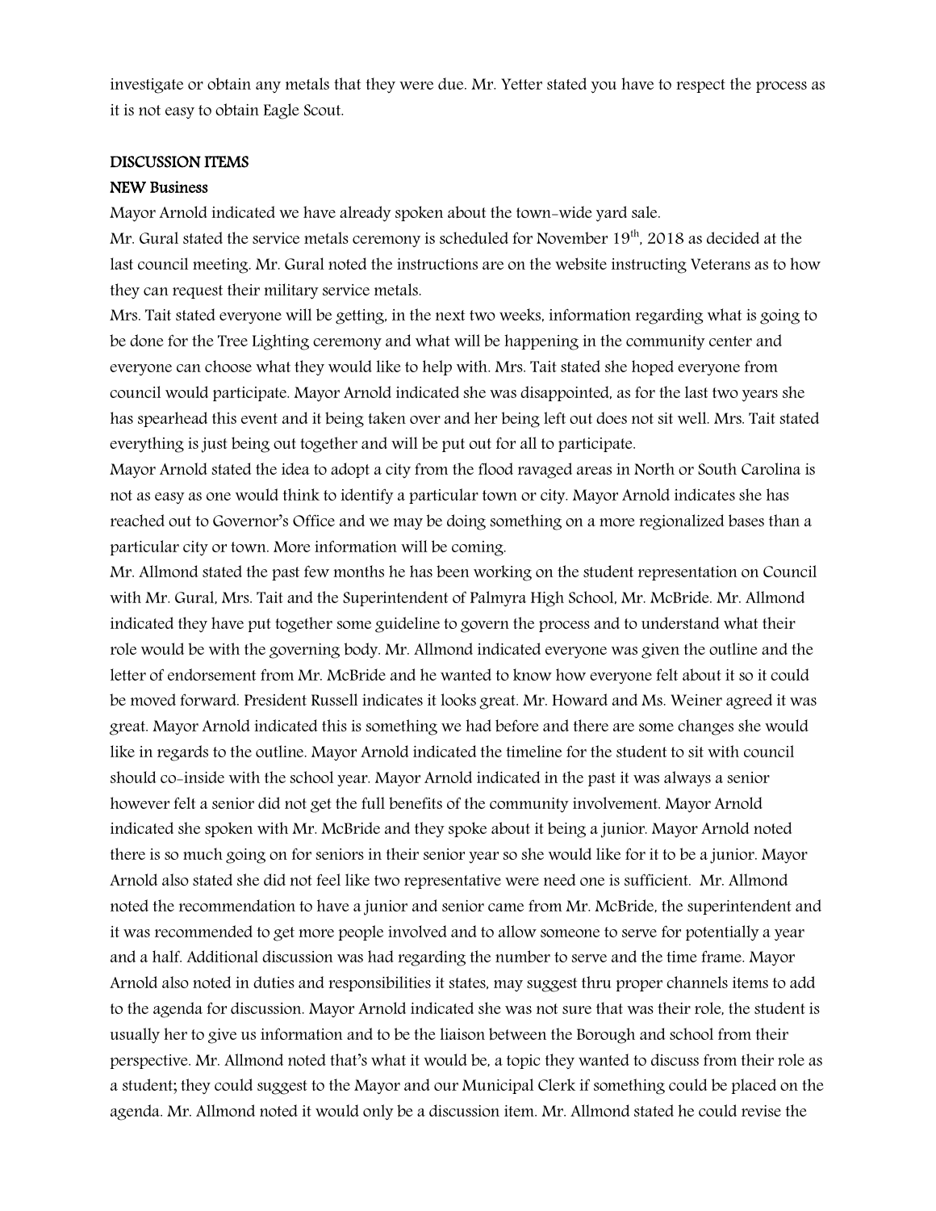investigate or obtain any metals that they were due. Mr. Yetter stated you have to respect the process as it is not easy to obtain Eagle Scout.

**DISCUSSION ITEMS**

**NEW Business**

Mayor Arnold indicated we have already spoken about the town-wide yard sale.

Mr. Gural stated the service metals ceremony is scheduled for November 19th, 2018 as decided at the last council meeting. Mr. Gural noted the instructions are on the website instructing Veterans as to how they can request their military service metals.

Mrs. Tait stated everyone will be getting, in the next two weeks, information regarding what is going to be done for the Tree Lighting ceremony and what will be happening in the community center and everyone can choose what they would like to help with. Mrs. Tait stated she hoped everyone from council would participate. Mayor Arnold indicated she was disappointed, as for the last two years she has spearhead this event and it being taken over and her being left out does not sit well. Mrs. Tait stated everything is just being out together and will be put out for all to participate.

Mayor Arnold stated the idea to adopt a city from the flood ravaged areas in North or South Carolina is not as easy as one would think to identify a particular town or city. Mayor Arnold indicates she has reached out to Governor's Office and we may be doing something on a more regionalized bases than a particular city or town. More information will be coming.

Mr. Allmond stated the past few months he has been working on the student representation on Council with Mr. Gural, Mrs. Tait and the Superintendent of Palmyra High School, Mr. McBride. Mr. Allmond indicated they have put together some guideline to govern the process and to understand what their role would be with the governing body. Mr. Allmond indicated everyone was given the outline and the letter of endorsement from Mr. McBride and he wanted to know how everyone felt about it so it could be moved forward. President Russell indicates it looks great. Mr. Howard and Ms. Weiner agreed it was great. Mayor Arnold indicated this is something we had before and there are some changes she would like in regards to the outline. Mayor Arnold indicated the timeline for the student to sit with council should co-inside with the school year. Mayor Arnold indicated in the past it was always a senior however felt a senior did not get the full benefits of the community involvement. Mayor Arnold indicated she spoken with Mr. McBride and they spoke about it being a junior. Mayor Arnold noted there is so much going on for seniors in their senior year so she would like for it to be a junior. Mayor Arnold also stated she did not feel like two representative were need one is sufficient. Mr. Allmond noted the recommendation to have a junior and senior came from Mr. McBride, the superintendent and it was recommended to get more people involved and to allow someone to serve for potentially a year and a half. Additional discussion was had regarding the number to serve and the time frame. Mayor Arnold also noted in duties and responsibilities it states, may suggest thru proper channels items to add to the agenda for discussion. Mayor Arnold indicated she was not sure that was their role, the student is usually her to give us information and to be the liaison between the Borough and school from their perspective. Mr. Allmond noted that's what it would be, a topic they wanted to discuss from their role as a student; they could suggest to the Mayor and our Municipal Clerk if something could be placed on the agenda. Mr. Allmond noted it would only be a discussion item. Mr. Allmond stated he could revise the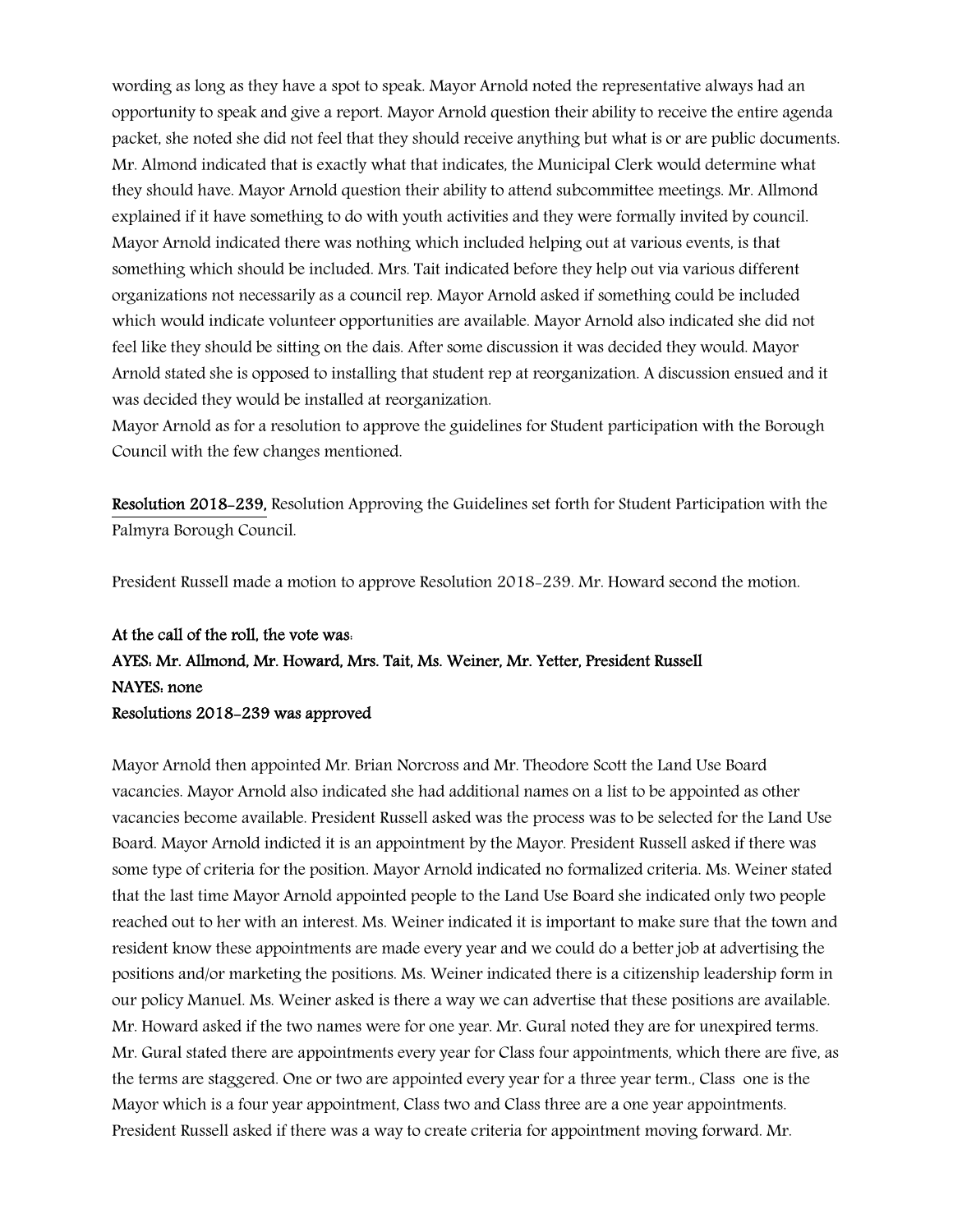wording as long as they have a spot to speak. Mayor Arnold noted the representative always had an opportunity to speak and give a report. Mayor Arnold question their ability to receive the entire agenda packet, she noted she did not feel that they should receive anything but what is or are public documents. Mr. Almond indicated that is exactly what that indicates, the Municipal Clerk would determine what they should have. Mayor Arnold question their ability to attend subcommittee meetings. Mr. Allmond explained if it have something to do with youth activities and they were formally invited by council. Mayor Arnold indicated there was nothing which included helping out at various events, is that something which should be included. Mrs. Tait indicated before they help out via various different organizations not necessarily as a council rep. Mayor Arnold asked if something could be included which would indicate volunteer opportunities are available. Mayor Arnold also indicated she did not feel like they should be sitting on the dais. After some discussion it was decided they would. Mayor Arnold stated she is opposed to installing that student rep at reorganization. A discussion ensued and it was decided they would be installed at reorganization.

Mayor Arnold as for a resolution to approve the guidelines for Student participation with the Borough Council with the few changes mentioned.

**Resolution 2018-239,** Resolution Approving the Guidelines set forth for Student Participation with the Palmyra Borough Council.

President Russell made a motion to approve Resolution 2018-239. Mr. Howard second the motion.

**At the call of the roll, the vote was:**
**AYES: Mr. Allmond, Mr. Howard, Mrs. Tait, Ms. Weiner, Mr. Yetter, President Russell**
**NAYES: none**
**Resolutions 2018-239 was approved**

Mayor Arnold then appointed Mr. Brian Norcross and Mr. Theodore Scott the Land Use Board vacancies. Mayor Arnold also indicated she had additional names on a list to be appointed as other vacancies become available. President Russell asked was the process was to be selected for the Land Use Board. Mayor Arnold indicted it is an appointment by the Mayor. President Russell asked if there was some type of criteria for the position. Mayor Arnold indicated no formalized criteria. Ms. Weiner stated that the last time Mayor Arnold appointed people to the Land Use Board she indicated only two people reached out to her with an interest. Ms. Weiner indicated it is important to make sure that the town and resident know these appointments are made every year and we could do a better job at advertising the positions and/or marketing the positions. Ms. Weiner indicated there is a citizenship leadership form in our policy Manuel. Ms. Weiner asked is there a way we can advertise that these positions are available. Mr. Howard asked if the two names were for one year. Mr. Gural noted they are for unexpired terms. Mr. Gural stated there are appointments every year for Class four appointments, which there are five, as the terms are staggered. One or two are appointed every year for a three year term., Class one is the Mayor which is a four year appointment, Class two and Class three are a one year appointments. President Russell asked if there was a way to create criteria for appointment moving forward. Mr.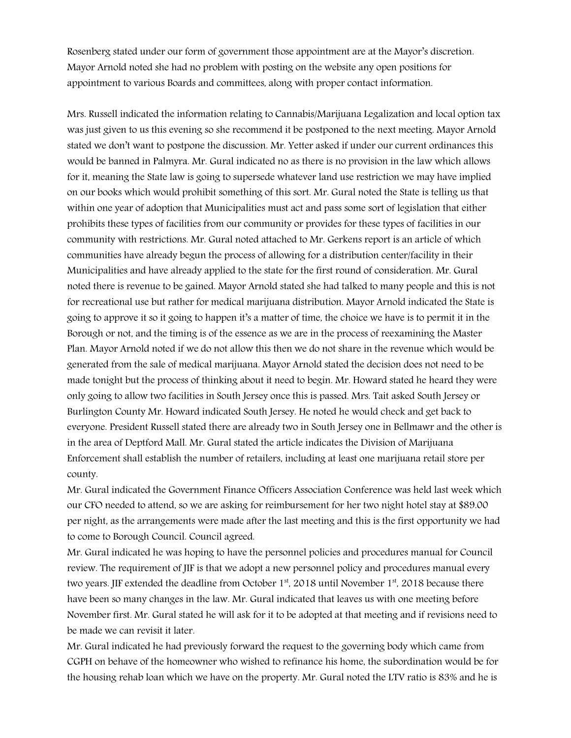Rosenberg stated under our form of government those appointment are at the Mayor's discretion. Mayor Arnold noted she had no problem with posting on the website any open positions for appointment to various Boards and committees, along with proper contact information.

Mrs. Russell indicated the information relating to Cannabis/Marijuana Legalization and local option tax was just given to us this evening so she recommend it be postponed to the next meeting. Mayor Arnold stated we don't want to postpone the discussion. Mr. Yetter asked if under our current ordinances this would be banned in Palmyra. Mr. Gural indicated no as there is no provision in the law which allows for it, meaning the State law is going to supersede whatever land use restriction we may have implied on our books which would prohibit something of this sort. Mr. Gural noted the State is telling us that within one year of adoption that Municipalities must act and pass some sort of legislation that either prohibits these types of facilities from our community or provides for these types of facilities in our community with restrictions. Mr. Gural noted attached to Mr. Gerkens report is an article of which communities have already begun the process of allowing for a distribution center/facility in their Municipalities and have already applied to the state for the first round of consideration. Mr. Gural noted there is revenue to be gained. Mayor Arnold stated she had talked to many people and this is not for recreational use but rather for medical marijuana distribution. Mayor Arnold indicated the State is going to approve it so it going to happen it's a matter of time, the choice we have is to permit it in the Borough or not, and the timing is of the essence as we are in the process of reexamining the Master Plan. Mayor Arnold noted if we do not allow this then we do not share in the revenue which would be generated from the sale of medical marijuana. Mayor Arnold stated the decision does not need to be made tonight but the process of thinking about it need to begin. Mr. Howard stated he heard they were only going to allow two facilities in South Jersey once this is passed. Mrs. Tait asked South Jersey or Burlington County Mr. Howard indicated South Jersey. He noted he would check and get back to everyone. President Russell stated there are already two in South Jersey one in Bellmawr and the other is in the area of Deptford Mall. Mr. Gural stated the article indicates the Division of Marijuana Enforcement shall establish the number of retailers, including at least one marijuana retail store per county.

Mr. Gural indicated the Government Finance Officers Association Conference was held last week which our CFO needed to attend, so we are asking for reimbursement for her two night hotel stay at $89.00 per night, as the arrangements were made after the last meeting and this is the first opportunity we had to come to Borough Council. Council agreed.

Mr. Gural indicated he was hoping to have the personnel policies and procedures manual for Council review. The requirement of JIF is that we adopt a new personnel policy and procedures manual every two years. JIF extended the deadline from October 1st, 2018 until November 1st, 2018 because there have been so many changes in the law. Mr. Gural indicated that leaves us with one meeting before November first. Mr. Gural stated he will ask for it to be adopted at that meeting and if revisions need to be made we can revisit it later.

Mr. Gural indicated he had previously forward the request to the governing body which came from CGPH on behave of the homeowner who wished to refinance his home, the subordination would be for the housing rehab loan which we have on the property. Mr. Gural noted the LTV ratio is 83% and he is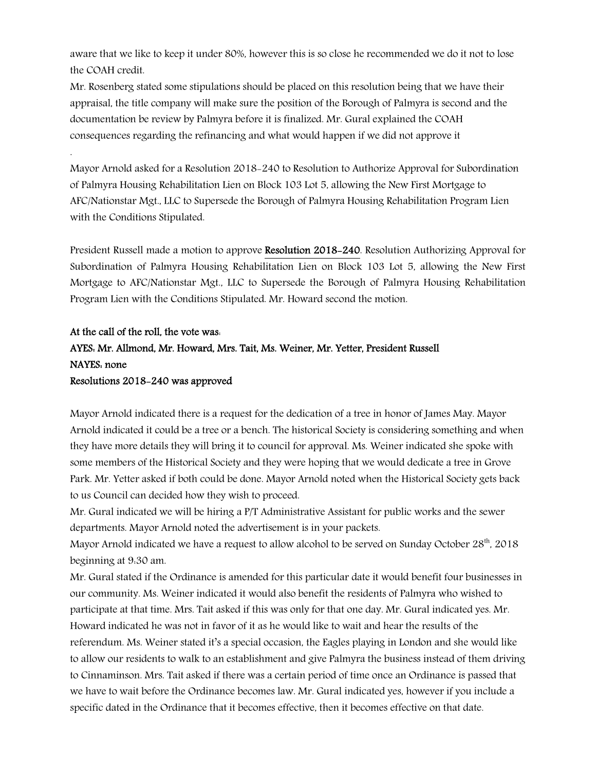aware that we like to keep it under 80%, however this is so close he recommended we do it not to lose the COAH credit.

Mr. Rosenberg stated some stipulations should be placed on this resolution being that we have their appraisal, the title company will make sure the position of the Borough of Palmyra is second and the documentation be review by Palmyra before it is finalized. Mr. Gural explained the COAH consequences regarding the refinancing and what would happen if we did not approve it

.

Mayor Arnold asked for a Resolution 2018-240 to Resolution to Authorize Approval for Subordination of Palmyra Housing Rehabilitation Lien on Block 103 Lot 5, allowing the New First Mortgage to AFC/Nationstar Mgt., LLC to Supersede the Borough of Palmyra Housing Rehabilitation Program Lien with the Conditions Stipulated.

President Russell made a motion to approve **Resolution 2018-240**. Resolution Authorizing Approval for Subordination of Palmyra Housing Rehabilitation Lien on Block 103 Lot 5, allowing the New First Mortgage to AFC/Nationstar Mgt., LLC to Supersede the Borough of Palmyra Housing Rehabilitation Program Lien with the Conditions Stipulated. Mr. Howard second the motion.

**At the call of the roll, the vote was:**
**AYES: Mr. Allmond, Mr. Howard, Mrs. Tait, Ms. Weiner, Mr. Yetter, President Russell**
**NAYES: none**
**Resolutions 2018-240 was approved**

Mayor Arnold indicated there is a request for the dedication of a tree in honor of James May. Mayor Arnold indicated it could be a tree or a bench. The historical Society is considering something and when they have more details they will bring it to council for approval. Ms. Weiner indicated she spoke with some members of the Historical Society and they were hoping that we would dedicate a tree in Grove Park. Mr. Yetter asked if both could be done. Mayor Arnold noted when the Historical Society gets back to us Council can decided how they wish to proceed.

Mr. Gural indicated we will be hiring a P/T Administrative Assistant for public works and the sewer departments. Mayor Arnold noted the advertisement is in your packets.

Mayor Arnold indicated we have a request to allow alcohol to be served on Sunday October 28th, 2018 beginning at 9:30 am.

Mr. Gural stated if the Ordinance is amended for this particular date it would benefit four businesses in our community. Ms. Weiner indicated it would also benefit the residents of Palmyra who wished to participate at that time. Mrs. Tait asked if this was only for that one day. Mr. Gural indicated yes. Mr. Howard indicated he was not in favor of it as he would like to wait and hear the results of the referendum. Ms. Weiner stated it's a special occasion, the Eagles playing in London and she would like to allow our residents to walk to an establishment and give Palmyra the business instead of them driving to Cinnaminson. Mrs. Tait asked if there was a certain period of time once an Ordinance is passed that we have to wait before the Ordinance becomes law. Mr. Gural indicated yes, however if you include a specific dated in the Ordinance that it becomes effective, then it becomes effective on that date.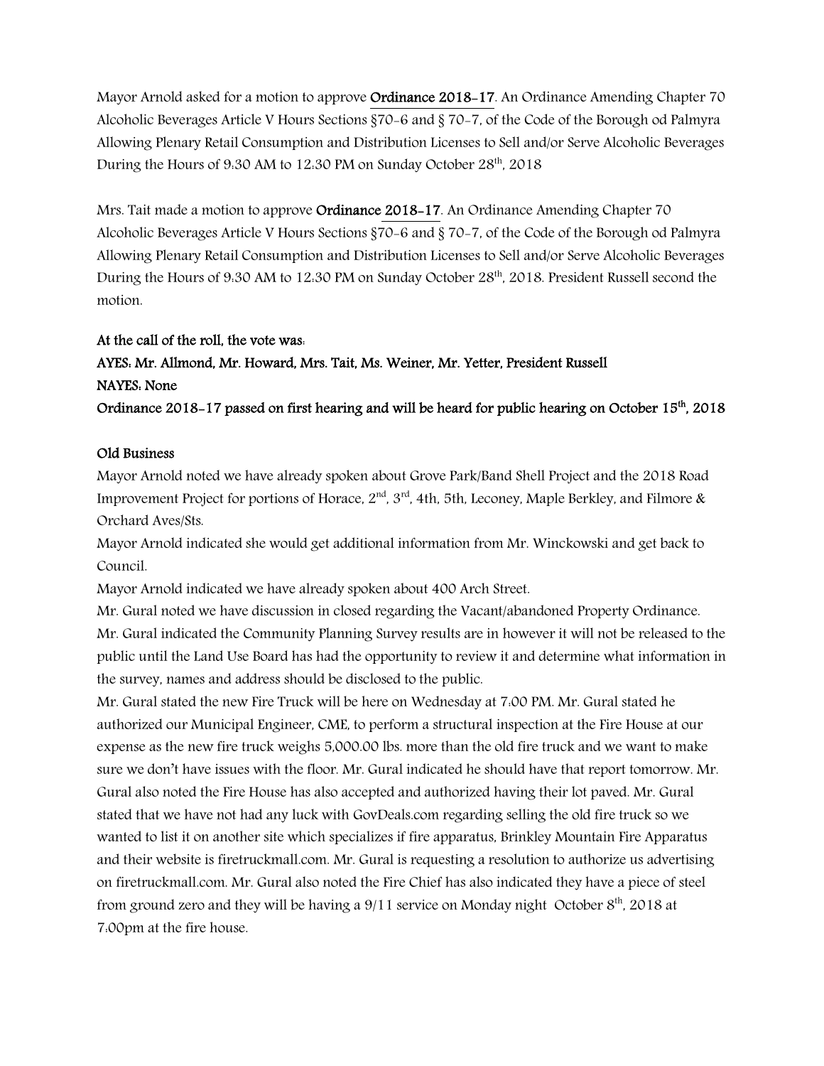Mayor Arnold asked for a motion to approve **Ordinance 2018-17**. An Ordinance Amending Chapter 70 Alcoholic Beverages Article V Hours Sections §70-6 and § 70-7, of the Code of the Borough od Palmyra Allowing Plenary Retail Consumption and Distribution Licenses to Sell and/or Serve Alcoholic Beverages During the Hours of 9:30 AM to 12:30 PM on Sunday October 28th, 2018

Mrs. Tait made a motion to approve **Ordinance 2018-17**. An Ordinance Amending Chapter 70 Alcoholic Beverages Article V Hours Sections §70-6 and § 70-7, of the Code of the Borough od Palmyra Allowing Plenary Retail Consumption and Distribution Licenses to Sell and/or Serve Alcoholic Beverages During the Hours of 9:30 AM to 12:30 PM on Sunday October 28th, 2018. President Russell second the motion.

**At the call of the roll, the vote was:**
**AYES: Mr. Allmond, Mr. Howard, Mrs. Tait, Ms. Weiner, Mr. Yetter, President Russell**
**NAYES: None**
**Ordinance 2018-17 passed on first hearing and will be heard for public hearing on October 15th, 2018**

**Old Business**

Mayor Arnold noted we have already spoken about Grove Park/Band Shell Project and the 2018 Road Improvement Project for portions of Horace, 2nd, 3rd, 4th, 5th, Leconey, Maple Berkley, and Filmore & Orchard Aves/Sts.

Mayor Arnold indicated she would get additional information from Mr. Winckowski and get back to Council.

Mayor Arnold indicated we have already spoken about 400 Arch Street.

Mr. Gural noted we have discussion in closed regarding the Vacant/abandoned Property Ordinance.

Mr. Gural indicated the Community Planning Survey results are in however it will not be released to the public until the Land Use Board has had the opportunity to review it and determine what information in the survey, names and address should be disclosed to the public.

Mr. Gural stated the new Fire Truck will be here on Wednesday at 7:00 PM. Mr. Gural stated he authorized our Municipal Engineer, CME, to perform a structural inspection at the Fire House at our expense as the new fire truck weighs 5,000.00 lbs. more than the old fire truck and we want to make sure we don't have issues with the floor. Mr. Gural indicated he should have that report tomorrow. Mr. Gural also noted the Fire House has also accepted and authorized having their lot paved. Mr. Gural stated that we have not had any luck with GovDeals.com regarding selling the old fire truck so we wanted to list it on another site which specializes if fire apparatus, Brinkley Mountain Fire Apparatus and their website is firetruckmall.com. Mr. Gural is requesting a resolution to authorize us advertising on firetruckmall.com. Mr. Gural also noted the Fire Chief has also indicated they have a piece of steel from ground zero and they will be having a 9/11 service on Monday night October 8th, 2018 at 7:00pm at the fire house.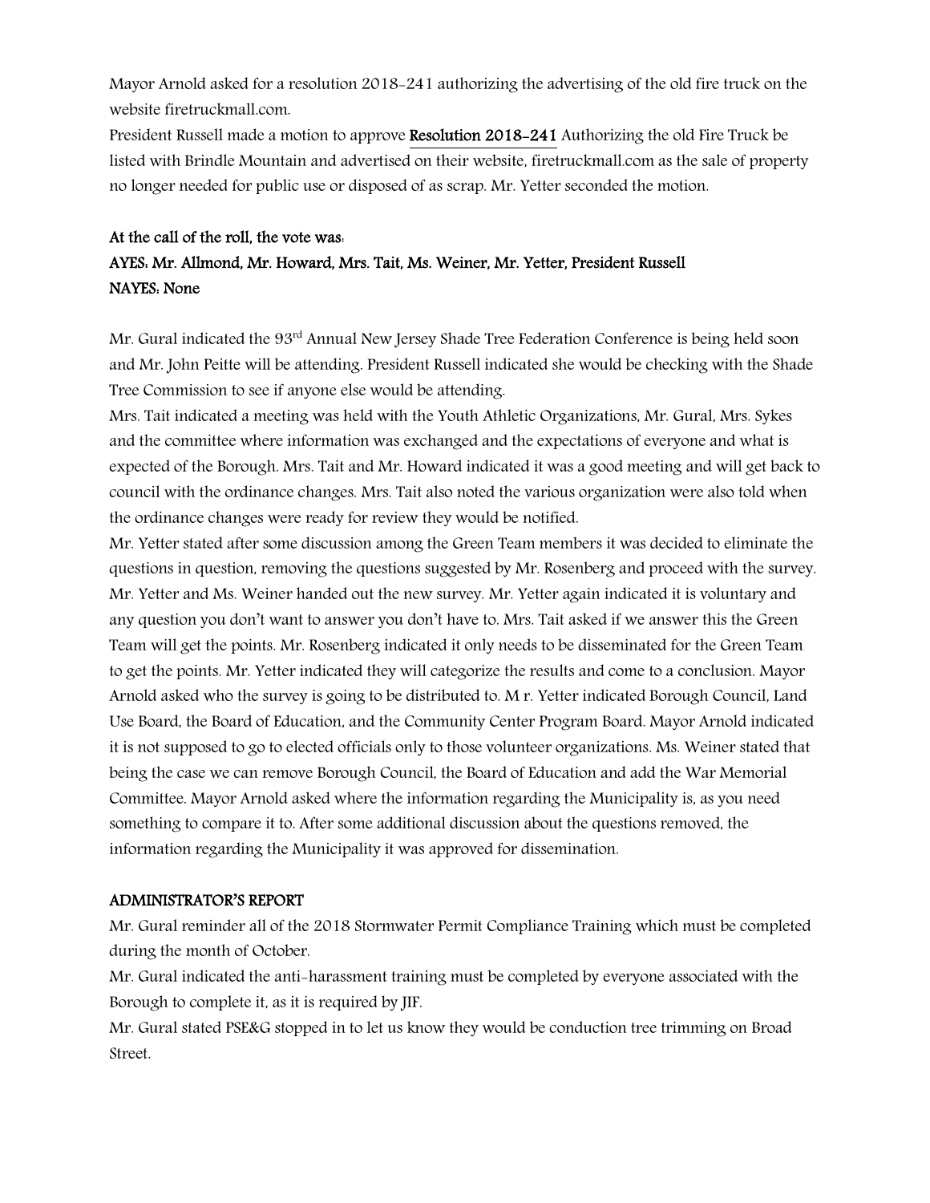Mayor Arnold asked for a resolution 2018-241 authorizing the advertising of the old fire truck on the website firetruckmall.com.

President Russell made a motion to approve **Resolution 2018-241** Authorizing the old Fire Truck be listed with Brindle Mountain and advertised on their website, firetruckmall.com as the sale of property no longer needed for public use or disposed of as scrap. Mr. Yetter seconded the motion.

**At the call of the roll, the vote was:**

**AYES: Mr. Allmond, Mr. Howard, Mrs. Tait, Ms. Weiner, Mr. Yetter, President Russell**

**NAYES: None**

Mr. Gural indicated the 93rd Annual New Jersey Shade Tree Federation Conference is being held soon and Mr. John Peitte will be attending. President Russell indicated she would be checking with the Shade Tree Commission to see if anyone else would be attending.

Mrs. Tait indicated a meeting was held with the Youth Athletic Organizations, Mr. Gural, Mrs. Sykes and the committee where information was exchanged and the expectations of everyone and what is expected of the Borough. Mrs. Tait and Mr. Howard indicated it was a good meeting and will get back to council with the ordinance changes. Mrs. Tait also noted the various organization were also told when the ordinance changes were ready for review they would be notified.

Mr. Yetter stated after some discussion among the Green Team members it was decided to eliminate the questions in question, removing the questions suggested by Mr. Rosenberg and proceed with the survey. Mr. Yetter and Ms. Weiner handed out the new survey. Mr. Yetter again indicated it is voluntary and any question you don't want to answer you don't have to. Mrs. Tait asked if we answer this the Green Team will get the points. Mr. Rosenberg indicated it only needs to be disseminated for the Green Team to get the points. Mr. Yetter indicated they will categorize the results and come to a conclusion. Mayor Arnold asked who the survey is going to be distributed to. M r. Yetter indicated Borough Council, Land Use Board, the Board of Education, and the Community Center Program Board. Mayor Arnold indicated it is not supposed to go to elected officials only to those volunteer organizations. Ms. Weiner stated that being the case we can remove Borough Council, the Board of Education and add the War Memorial Committee. Mayor Arnold asked where the information regarding the Municipality is, as you need something to compare it to. After some additional discussion about the questions removed, the information regarding the Municipality it was approved for dissemination.

**ADMINISTRATOR'S REPORT**

Mr. Gural reminder all of the 2018 Stormwater Permit Compliance Training which must be completed during the month of October.

Mr. Gural indicated the anti-harassment training must be completed by everyone associated with the Borough to complete it, as it is required by JIF.

Mr. Gural stated PSE&G stopped in to let us know they would be conduction tree trimming on Broad Street.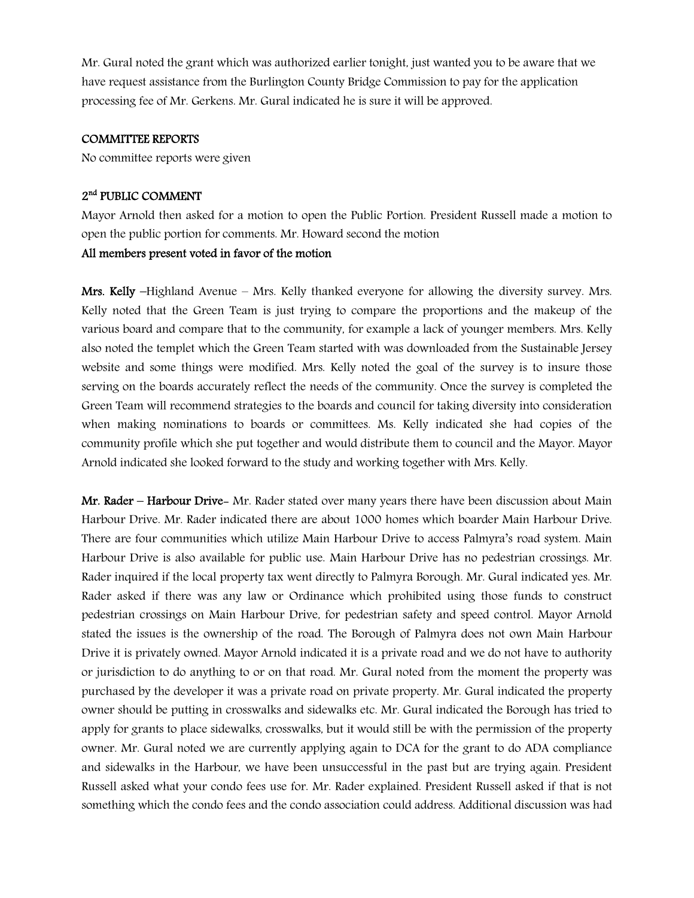Mr. Gural noted the grant which was authorized earlier tonight, just wanted you to be aware that we have request assistance from the Burlington County Bridge Commission to pay for the application processing fee of Mr. Gerkens. Mr. Gural indicated he is sure it will be approved.

**COMMITTEE REPORTS**

No committee reports were given

**2nd PUBLIC COMMENT**

Mayor Arnold then asked for a motion to open the Public Portion. President Russell made a motion to open the public portion for comments. Mr. Howard second the motion

**All members present voted in favor of the motion**

**Mrs. Kelly** –Highland Avenue – Mrs. Kelly thanked everyone for allowing the diversity survey. Mrs. Kelly noted that the Green Team is just trying to compare the proportions and the makeup of the various board and compare that to the community, for example a lack of younger members. Mrs. Kelly also noted the templet which the Green Team started with was downloaded from the Sustainable Jersey website and some things were modified. Mrs. Kelly noted the goal of the survey is to insure those serving on the boards accurately reflect the needs of the community. Once the survey is completed the Green Team will recommend strategies to the boards and council for taking diversity into consideration when making nominations to boards or committees. Ms. Kelly indicated she had copies of the community profile which she put together and would distribute them to council and the Mayor. Mayor Arnold indicated she looked forward to the study and working together with Mrs. Kelly.

**Mr. Rader – Harbour Drive**- Mr. Rader stated over many years there have been discussion about Main Harbour Drive. Mr. Rader indicated there are about 1000 homes which boarder Main Harbour Drive. There are four communities which utilize Main Harbour Drive to access Palmyra's road system. Main Harbour Drive is also available for public use. Main Harbour Drive has no pedestrian crossings. Mr. Rader inquired if the local property tax went directly to Palmyra Borough. Mr. Gural indicated yes. Mr. Rader asked if there was any law or Ordinance which prohibited using those funds to construct pedestrian crossings on Main Harbour Drive, for pedestrian safety and speed control. Mayor Arnold stated the issues is the ownership of the road. The Borough of Palmyra does not own Main Harbour Drive it is privately owned. Mayor Arnold indicated it is a private road and we do not have to authority or jurisdiction to do anything to or on that road. Mr. Gural noted from the moment the property was purchased by the developer it was a private road on private property. Mr. Gural indicated the property owner should be putting in crosswalks and sidewalks etc. Mr. Gural indicated the Borough has tried to apply for grants to place sidewalks, crosswalks, but it would still be with the permission of the property owner. Mr. Gural noted we are currently applying again to DCA for the grant to do ADA compliance and sidewalks in the Harbour, we have been unsuccessful in the past but are trying again. President Russell asked what your condo fees use for. Mr. Rader explained. President Russell asked if that is not something which the condo fees and the condo association could address. Additional discussion was had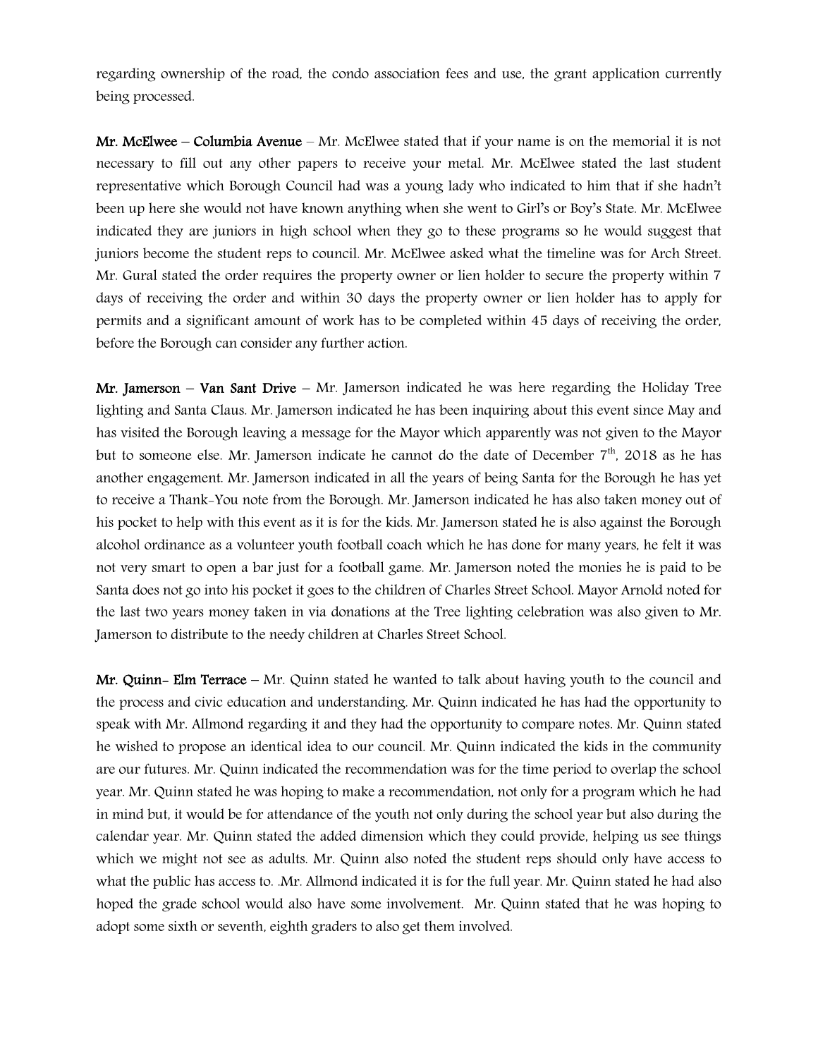regarding ownership of the road, the condo association fees and use, the grant application currently being processed.

**Mr. McElwee – Columbia Avenue** – Mr. McElwee stated that if your name is on the memorial it is not necessary to fill out any other papers to receive your metal. Mr. McElwee stated the last student representative which Borough Council had was a young lady who indicated to him that if she hadn't been up here she would not have known anything when she went to Girl's or Boy's State. Mr. McElwee indicated they are juniors in high school when they go to these programs so he would suggest that juniors become the student reps to council. Mr. McElwee asked what the timeline was for Arch Street. Mr. Gural stated the order requires the property owner or lien holder to secure the property within 7 days of receiving the order and within 30 days the property owner or lien holder has to apply for permits and a significant amount of work has to be completed within 45 days of receiving the order, before the Borough can consider any further action.

**Mr. Jamerson – Van Sant Drive** – Mr. Jamerson indicated he was here regarding the Holiday Tree lighting and Santa Claus. Mr. Jamerson indicated he has been inquiring about this event since May and has visited the Borough leaving a message for the Mayor which apparently was not given to the Mayor but to someone else. Mr. Jamerson indicate he cannot do the date of December 7th, 2018 as he has another engagement. Mr. Jamerson indicated in all the years of being Santa for the Borough he has yet to receive a Thank-You note from the Borough. Mr. Jamerson indicated he has also taken money out of his pocket to help with this event as it is for the kids. Mr. Jamerson stated he is also against the Borough alcohol ordinance as a volunteer youth football coach which he has done for many years, he felt it was not very smart to open a bar just for a football game. Mr. Jamerson noted the monies he is paid to be Santa does not go into his pocket it goes to the children of Charles Street School. Mayor Arnold noted for the last two years money taken in via donations at the Tree lighting celebration was also given to Mr. Jamerson to distribute to the needy children at Charles Street School.

**Mr. Quinn- Elm Terrace** – Mr. Quinn stated he wanted to talk about having youth to the council and the process and civic education and understanding. Mr. Quinn indicated he has had the opportunity to speak with Mr. Allmond regarding it and they had the opportunity to compare notes. Mr. Quinn stated he wished to propose an identical idea to our council. Mr. Quinn indicated the kids in the community are our futures. Mr. Quinn indicated the recommendation was for the time period to overlap the school year. Mr. Quinn stated he was hoping to make a recommendation, not only for a program which he had in mind but, it would be for attendance of the youth not only during the school year but also during the calendar year. Mr. Quinn stated the added dimension which they could provide, helping us see things which we might not see as adults. Mr. Quinn also noted the student reps should only have access to what the public has access to. .Mr. Allmond indicated it is for the full year. Mr. Quinn stated he had also hoped the grade school would also have some involvement. Mr. Quinn stated that he was hoping to adopt some sixth or seventh, eighth graders to also get them involved.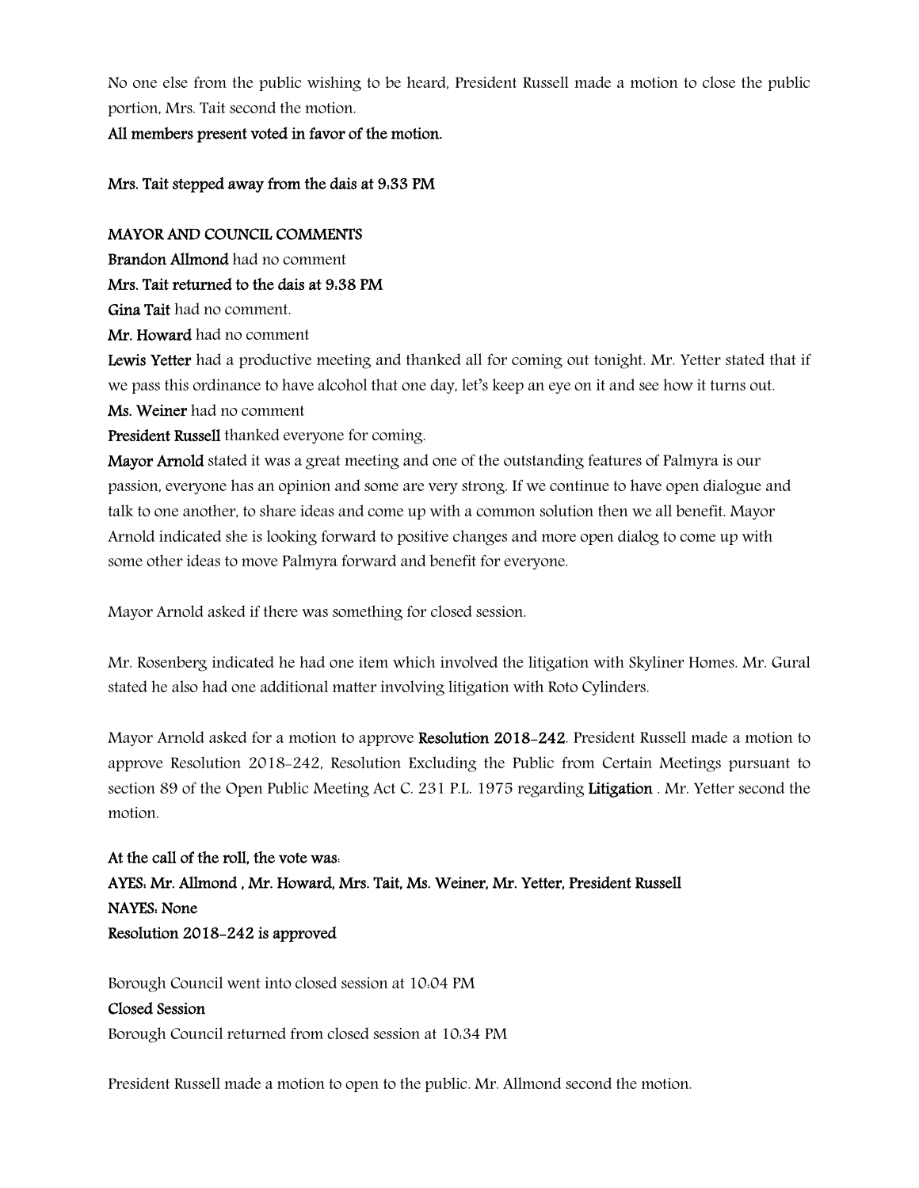No one else from the public wishing to be heard, President Russell made a motion to close the public portion, Mrs. Tait second the motion.

**All members present voted in favor of the motion.**

**Mrs. Tait stepped away from the dais at 9:33 PM**

**MAYOR AND COUNCIL COMMENTS**

**Brandon Allmond** had no comment

**Mrs. Tait returned to the dais at 9:38 PM**

**Gina Tait** had no comment.

**Mr. Howard** had no comment

**Lewis Yetter** had a productive meeting and thanked all for coming out tonight. Mr. Yetter stated that if we pass this ordinance to have alcohol that one day, let's keep an eye on it and see how it turns out.

**Ms. Weiner** had no comment

**President Russell** thanked everyone for coming.

**Mayor Arnold** stated it was a great meeting and one of the outstanding features of Palmyra is our passion, everyone has an opinion and some are very strong. If we continue to have open dialogue and talk to one another, to share ideas and come up with a common solution then we all benefit. Mayor Arnold indicated she is looking forward to positive changes and more open dialog to come up with some other ideas to move Palmyra forward and benefit for everyone.

Mayor Arnold asked if there was something for closed session.

Mr. Rosenberg indicated he had one item which involved the litigation with Skyliner Homes. Mr. Gural stated he also had one additional matter involving litigation with Roto Cylinders.

Mayor Arnold asked for a motion to approve **Resolution 2018-242**. President Russell made a motion to approve Resolution 2018-242, Resolution Excluding the Public from Certain Meetings pursuant to section 89 of the Open Public Meeting Act C. 231 P.L. 1975 regarding **Litigation** . Mr. Yetter second the motion.

**At the call of the roll, the vote was:**
**AYES: Mr. Allmond , Mr. Howard, Mrs. Tait, Ms. Weiner, Mr. Yetter, President Russell**
**NAYES: None**
**Resolution 2018-242 is approved**

Borough Council went into closed session at 10:04 PM

**Closed Session**

Borough Council returned from closed session at 10:34 PM

President Russell made a motion to open to the public. Mr. Allmond second the motion.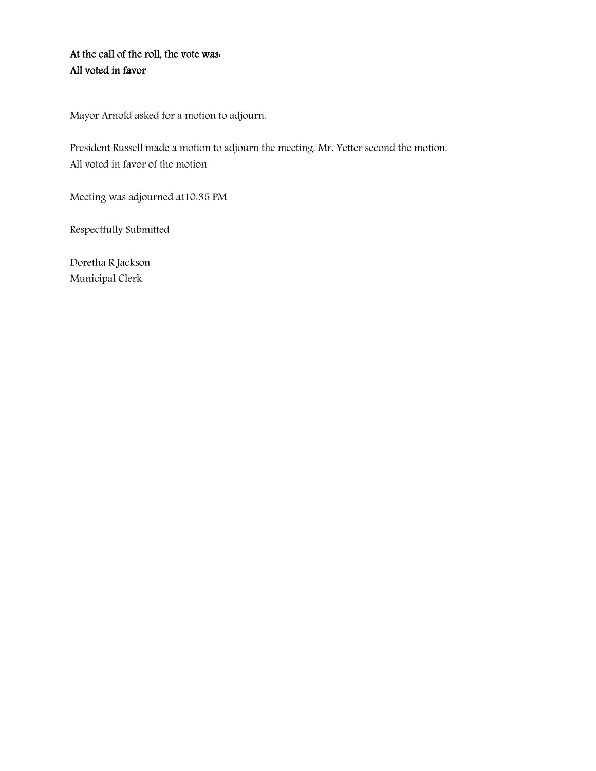**At the call of the roll, the vote was:**
**All voted in favor**

Mayor Arnold asked for a motion to adjourn.

President Russell made a motion to adjourn the meeting. Mr. Yetter second the motion.
All voted in favor of the motion

Meeting was adjourned at10:35 PM

Respectfully Submitted

Doretha R Jackson
Municipal Clerk